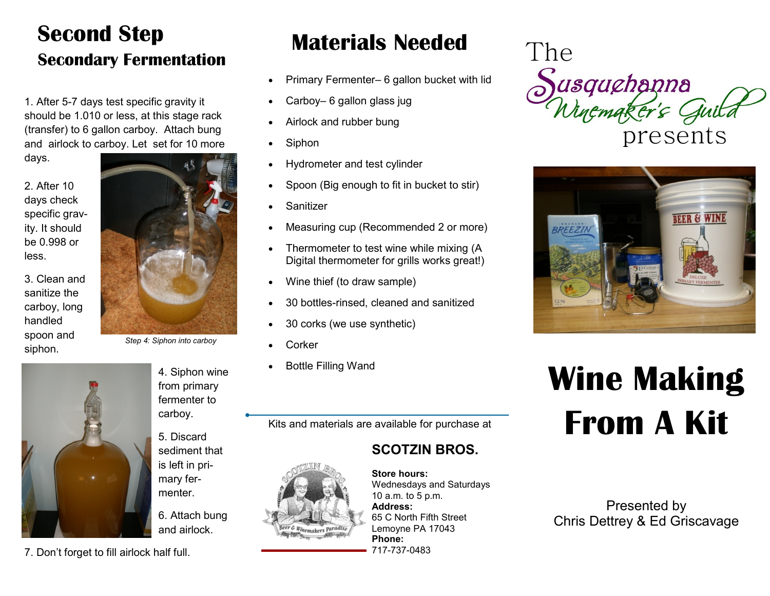## Second Step

### Secondary Fermentation

1. After 5-7 days test specific gravity it should be 1.010 or less, at this stage rack (transfer) to 6 gallon carboy. Attach bung and airlock to carboy. Let set for 10 more days.

2. After 10 days check specific gravity. It should be 0.998 or less.

3. Clean and sanitize the carboy, long handled spoon and siphon.

*Step 4: Siphon into carboy*

4. Siphon wine from primary fermenter to carboy.

5. Discard sediment that is left in primary fermenter.

6. Attach bung and airlock.

7. Don't forget to fill airlock half full.

## Materials Needed

- Primary Fermenter– 6 gallon bucket with lid
- Carboy– 6 gallon glass jug
- Airlock and rubber bung
- Siphon
- Hydrometer and test cylinder
- Spoon (Big enough to fit in bucket to stir)
- Sanitizer
- Measuring cup (Recommended 2 or more)
- Thermometer to test wine while mixing (A Digital thermometer for grills works great!)
- Wine thief (to draw sample)
- 30 bottles-rinsed, cleaned and sanitized
- 30 corks (we use synthetic)
- Corker
- Bottle Filling Wand

Kits and materials are available for purchase at

**SCOTZIN BROS.**

**Store hours:**
Wednesdays and Saturdays
10 a.m. to 5 p.m.
**Address:**
65 C North Fifth Street
Lemoyne PA 17043
**Phone:**
717-737-0483

The Susquehanna Winemaker's Guild presents

# Wine Making From A Kit

Presented by
Chris Dettrey & Ed Griscavage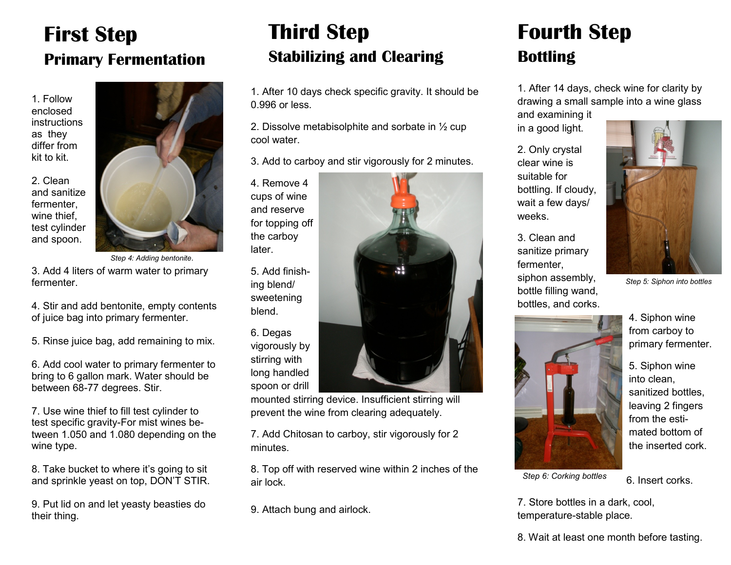# First Step

## Primary Fermentation

1. Follow enclosed instructions as they differ from kit to kit.

2. Clean and sanitize fermenter, wine thief, test cylinder and spoon.

*Step 4: Adding bentonite.*

3. Add 4 liters of warm water to primary fermenter.

4. Stir and add bentonite, empty contents of juice bag into primary fermenter.

5. Rinse juice bag, add remaining to mix.

6. Add cool water to primary fermenter to bring to 6 gallon mark. Water should be between 68-77 degrees. Stir.

7. Use wine thief to fill test cylinder to test specific gravity-For mist wines between 1.050 and 1.080 depending on the wine type.

8. Take bucket to where it's going to sit and sprinkle yeast on top, DON'T STIR.

9. Put lid on and let yeasty beasties do their thing.

# Third Step

## Stabilizing and Clearing

1. After 10 days check specific gravity. It should be 0.996 or less.

2. Dissolve metabisolphite and sorbate in ½ cup cool water.

3. Add to carboy and stir vigorously for 2 minutes.

4. Remove 4 cups of wine and reserve for topping off the carboy later.

5. Add finishing blend/ sweetening blend.

6. Degas vigorously by stirring with long handled spoon or drill mounted stirring device. Insufficient stirring will prevent the wine from clearing adequately.

7. Add Chitosan to carboy, stir vigorously for 2 minutes.

8. Top off with reserved wine within 2 inches of the air lock.

9. Attach bung and airlock.

# Fourth Step

## Bottling

1. After 14 days, check wine for clarity by drawing a small sample into a wine glass and examining it in a good light.

2. Only crystal clear wine is suitable for bottling. If cloudy, wait a few days/ weeks.

3. Clean and sanitize primary fermenter, siphon assembly, bottle filling wand, bottles, and corks.

*Step 5: Siphon into bottles*

4. Siphon wine from carboy to primary fermenter.

5. Siphon wine into clean, sanitized bottles, leaving 2 fingers from the estimated bottom of the inserted cork.

*Step 6: Corking bottles*

6. Insert corks.

7. Store bottles in a dark, cool, temperature-stable place.

8. Wait at least one month before tasting.